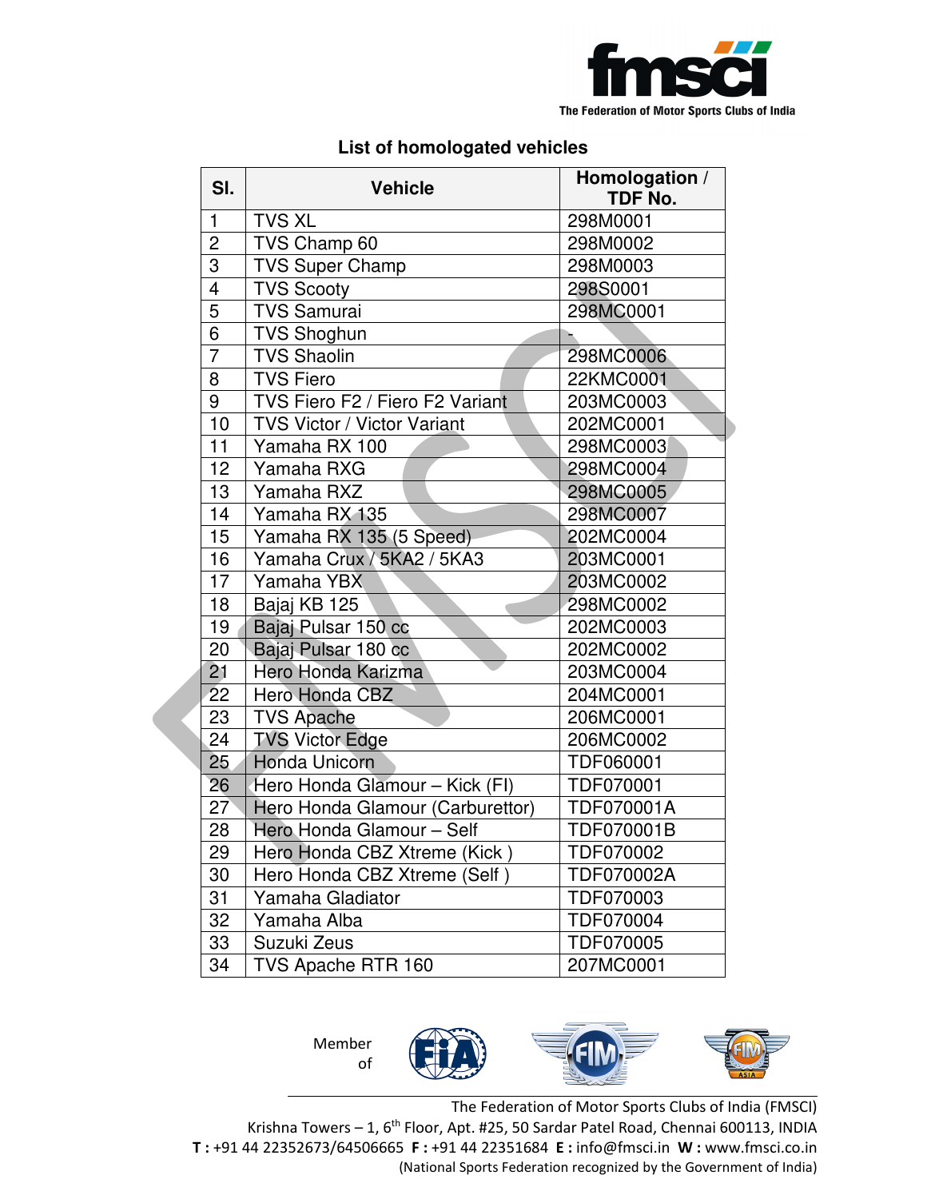The Federation of Motor Sports Clubs of India

## List of homologated vehicles

| Sl. | Vehicle | Homologation / TDF No. |
|---|---|---|
| 1 | TVS XL | 298M0001 |
| 2 | TVS Champ 60 | 298M0002 |
| 3 | TVS Super Champ | 298M0003 |
| 4 | TVS Scooty | 298S0001 |
| 5 | TVS Samurai | 298MC0001 |
| 6 | TVS Shoghun | - |
| 7 | TVS Shaolin | 298MC0006 |
| 8 | TVS Fiero | 22KMC0001 |
| 9 | TVS Fiero F2 / Fiero F2 Variant | 203MC0003 |
| 10 | TVS Victor / Victor Variant | 202MC0001 |
| 11 | Yamaha RX 100 | 298MC0003 |
| 12 | Yamaha RXG | 298MC0004 |
| 13 | Yamaha RXZ | 298MC0005 |
| 14 | Yamaha RX 135 | 298MC0007 |
| 15 | Yamaha RX 135 (5 Speed) | 202MC0004 |
| 16 | Yamaha Crux / 5KA2 / 5KA3 | 203MC0001 |
| 17 | Yamaha YBX | 203MC0002 |
| 18 | Bajaj KB 125 | 298MC0002 |
| 19 | Bajaj Pulsar 150 cc | 202MC0003 |
| 20 | Bajaj Pulsar 180 cc | 202MC0002 |
| 21 | Hero Honda Karizma | 203MC0004 |
| 22 | Hero Honda CBZ | 204MC0001 |
| 23 | TVS Apache | 206MC0001 |
| 24 | TVS Victor Edge | 206MC0002 |
| 25 | Honda Unicorn | TDF060001 |
| 26 | Hero Honda Glamour – Kick (FI) | TDF070001 |
| 27 | Hero Honda Glamour (Carburettor) | TDF070001A |
| 28 | Hero Honda Glamour – Self | TDF070001B |
| 29 | Hero Honda CBZ Xtreme (Kick ) | TDF070002 |
| 30 | Hero Honda CBZ Xtreme (Self ) | TDF070002A |
| 31 | Yamaha Gladiator | TDF070003 |
| 32 | Yamaha Alba | TDF070004 |
| 33 | Suzuki Zeus | TDF070005 |
| 34 | TVS Apache RTR 160 | 207MC0001 |

Member of

The Federation of Motor Sports Clubs of India (FMSCI)
Krishna Towers – 1, 6th Floor, Apt. #25, 50 Sardar Patel Road, Chennai 600113, INDIA
**T :** +91 44 22352673/64506665 **F :** +91 44 22351684 **E :** info@fmsci.in **W :** www.fmsci.co.in
(National Sports Federation recognized by the Government of India)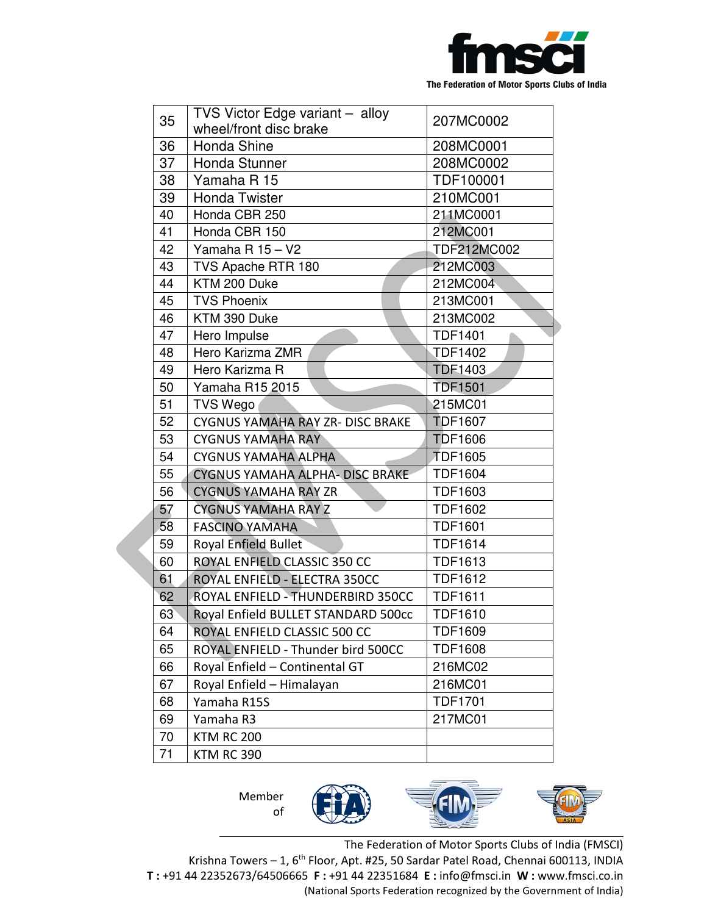| 35 | TVS Victor Edge variant – alloy wheel/front disc brake | 207MC0002 |
|---|---|---|
| 36 | Honda Shine | 208MC0001 |
| 37 | Honda Stunner | 208MC0002 |
| 38 | Yamaha R 15 | TDF100001 |
| 39 | Honda Twister | 210MC001 |
| 40 | Honda CBR 250 | 211MC0001 |
| 41 | Honda CBR 150 | 212MC001 |
| 42 | Yamaha R 15 – V2 | TDF212MC002 |
| 43 | TVS Apache RTR 180 | 212MC003 |
| 44 | KTM 200 Duke | 212MC004 |
| 45 | TVS Phoenix | 213MC001 |
| 46 | KTM 390 Duke | 213MC002 |
| 47 | Hero Impulse | TDF1401 |
| 48 | Hero Karizma ZMR | TDF1402 |
| 49 | Hero Karizma R | TDF1403 |
| 50 | Yamaha R15 2015 | TDF1501 |
| 51 | TVS Wego | 215MC01 |
| 52 | CYGNUS YAMAHA RAY ZR- DISC BRAKE | TDF1607 |
| 53 | CYGNUS YAMAHA RAY | TDF1606 |
| 54 | CYGNUS YAMAHA ALPHA | TDF1605 |
| 55 | CYGNUS YAMAHA ALPHA- DISC BRAKE | TDF1604 |
| 56 | CYGNUS YAMAHA RAY ZR | TDF1603 |
| 57 | CYGNUS YAMAHA RAY Z | TDF1602 |
| 58 | FASCINO YAMAHA | TDF1601 |
| 59 | Royal Enfield Bullet | TDF1614 |
| 60 | ROYAL ENFIELD CLASSIC 350 CC | TDF1613 |
| 61 | ROYAL ENFIELD - ELECTRA 350CC | TDF1612 |
| 62 | ROYAL ENFIELD - THUNDERBIRD 350CC | TDF1611 |
| 63 | Royal Enfield BULLET STANDARD 500cc | TDF1610 |
| 64 | ROYAL ENFIELD CLASSIC 500 CC | TDF1609 |
| 65 | ROYAL ENFIELD - Thunder bird 500CC | TDF1608 |
| 66 | Royal Enfield – Continental GT | 216MC02 |
| 67 | Royal Enfield – Himalayan | 216MC01 |
| 68 | Yamaha R15S | TDF1701 |
| 69 | Yamaha R3 | 217MC01 |
| 70 | KTM RC 200 | |
| 71 | KTM RC 390 | |

Member of

The Federation of Motor Sports Clubs of India (FMSCI)
Krishna Towers – 1, 6th Floor, Apt. #25, 50 Sardar Patel Road, Chennai 600113, INDIA
**T :** +91 44 22352673/64506665 **F :** +91 44 22351684 **E :** info@fmsci.in **W :** www.fmsci.co.in
(National Sports Federation recognized by the Government of India)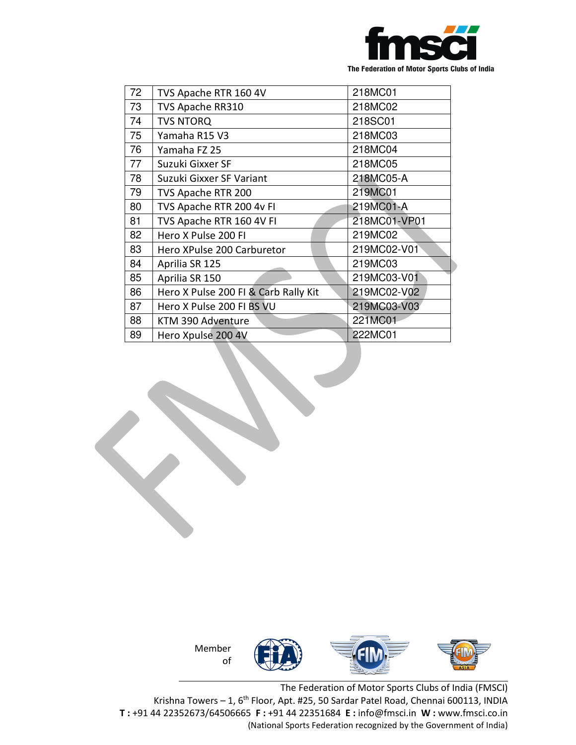| | | |
|---|---|---|
| 72 | TVS Apache RTR 160 4V | 218MC01 |
| 73 | TVS Apache RR310 | 218MC02 |
| 74 | TVS NTORQ | 218SC01 |
| 75 | Yamaha R15 V3 | 218MC03 |
| 76 | Yamaha FZ 25 | 218MC04 |
| 77 | Suzuki Gixxer SF | 218MC05 |
| 78 | Suzuki Gixxer SF Variant | 218MC05-A |
| 79 | TVS Apache RTR 200 | 219MC01 |
| 80 | TVS Apache RTR 200 4v FI | 219MC01-A |
| 81 | TVS Apache RTR 160 4V FI | 218MC01-VP01 |
| 82 | Hero X Pulse 200 FI | 219MC02 |
| 83 | Hero XPulse 200 Carburetor | 219MC02-V01 |
| 84 | Aprilia SR 125 | 219MC03 |
| 85 | Aprilia SR 150 | 219MC03-V01 |
| 86 | Hero X Pulse 200 FI & Carb Rally Kit | 219MC02-V02 |
| 87 | Hero X Pulse 200 FI BS VU | 219MC03-V03 |
| 88 | KTM 390 Adventure | 221MC01 |
| 89 | Hero Xpulse 200 4V | 222MC01 |